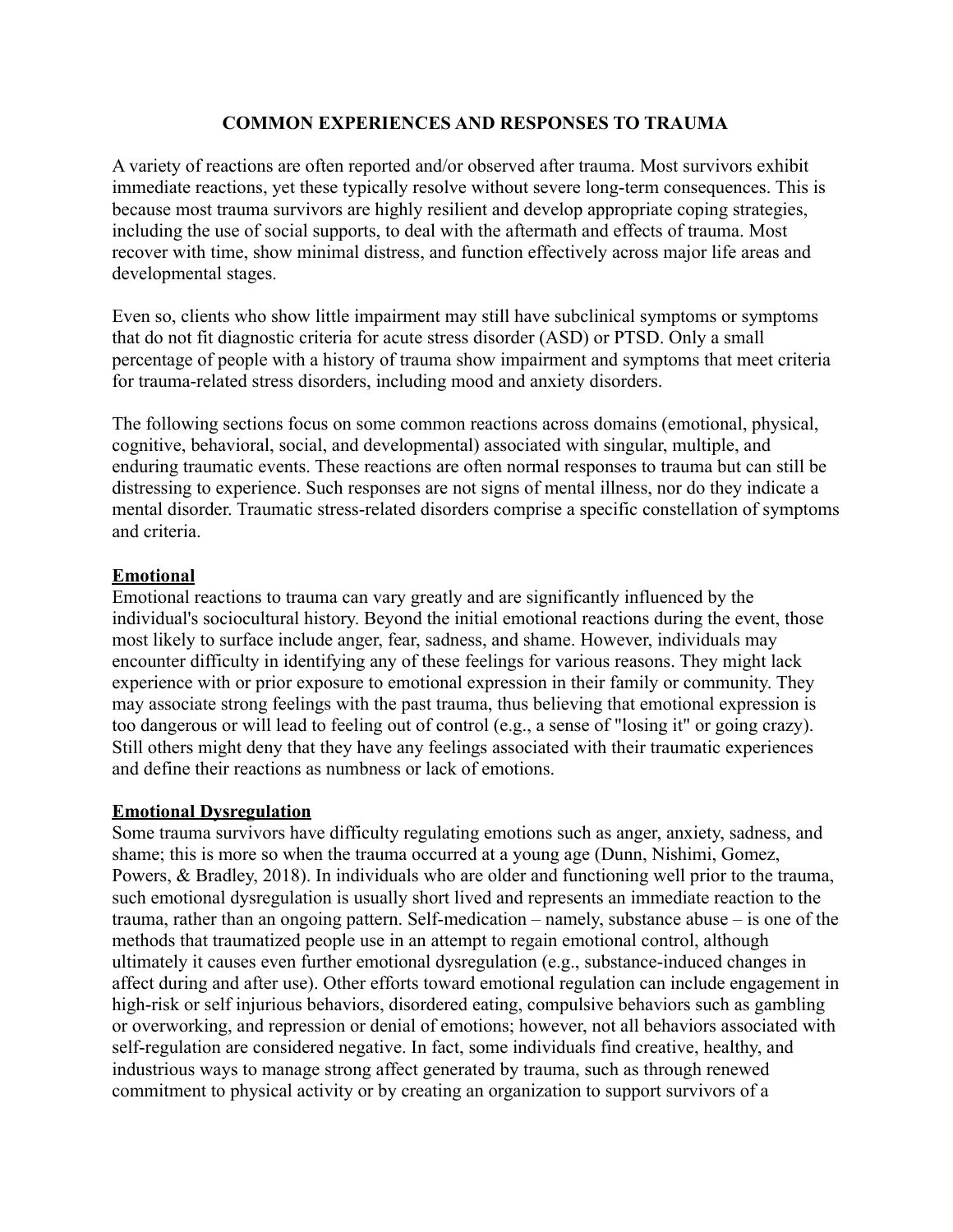# COMMON EXPERIENCES AND RESPONSES TO TRAUMA

A variety of reactions are often reported and/or observed after trauma. Most survivors exhibit immediate reactions, yet these typically resolve without severe long-term consequences. This is because most trauma survivors are highly resilient and develop appropriate coping strategies, including the use of social supports, to deal with the aftermath and effects of trauma. Most recover with time, show minimal distress, and function effectively across major life areas and developmental stages.

Even so, clients who show little impairment may still have subclinical symptoms or symptoms that do not fit diagnostic criteria for acute stress disorder (ASD) or PTSD. Only a small percentage of people with a history of trauma show impairment and symptoms that meet criteria for trauma-related stress disorders, including mood and anxiety disorders.

The following sections focus on some common reactions across domains (emotional, physical, cognitive, behavioral, social, and developmental) associated with singular, multiple, and enduring traumatic events. These reactions are often normal responses to trauma but can still be distressing to experience. Such responses are not signs of mental illness, nor do they indicate a mental disorder. Traumatic stress-related disorders comprise a specific constellation of symptoms and criteria.

## Emotional

Emotional reactions to trauma can vary greatly and are significantly influenced by the individual's sociocultural history. Beyond the initial emotional reactions during the event, those most likely to surface include anger, fear, sadness, and shame. However, individuals may encounter difficulty in identifying any of these feelings for various reasons. They might lack experience with or prior exposure to emotional expression in their family or community. They may associate strong feelings with the past trauma, thus believing that emotional expression is too dangerous or will lead to feeling out of control (e.g., a sense of "losing it" or going crazy). Still others might deny that they have any feelings associated with their traumatic experiences and define their reactions as numbness or lack of emotions.

## Emotional Dysregulation

Some trauma survivors have difficulty regulating emotions such as anger, anxiety, sadness, and shame; this is more so when the trauma occurred at a young age (Dunn, Nishimi, Gomez, Powers, & Bradley, 2018). In individuals who are older and functioning well prior to the trauma, such emotional dysregulation is usually short lived and represents an immediate reaction to the trauma, rather than an ongoing pattern. Self-medication – namely, substance abuse – is one of the methods that traumatized people use in an attempt to regain emotional control, although ultimately it causes even further emotional dysregulation (e.g., substance-induced changes in affect during and after use). Other efforts toward emotional regulation can include engagement in high-risk or self injurious behaviors, disordered eating, compulsive behaviors such as gambling or overworking, and repression or denial of emotions; however, not all behaviors associated with self-regulation are considered negative. In fact, some individuals find creative, healthy, and industrious ways to manage strong affect generated by trauma, such as through renewed commitment to physical activity or by creating an organization to support survivors of a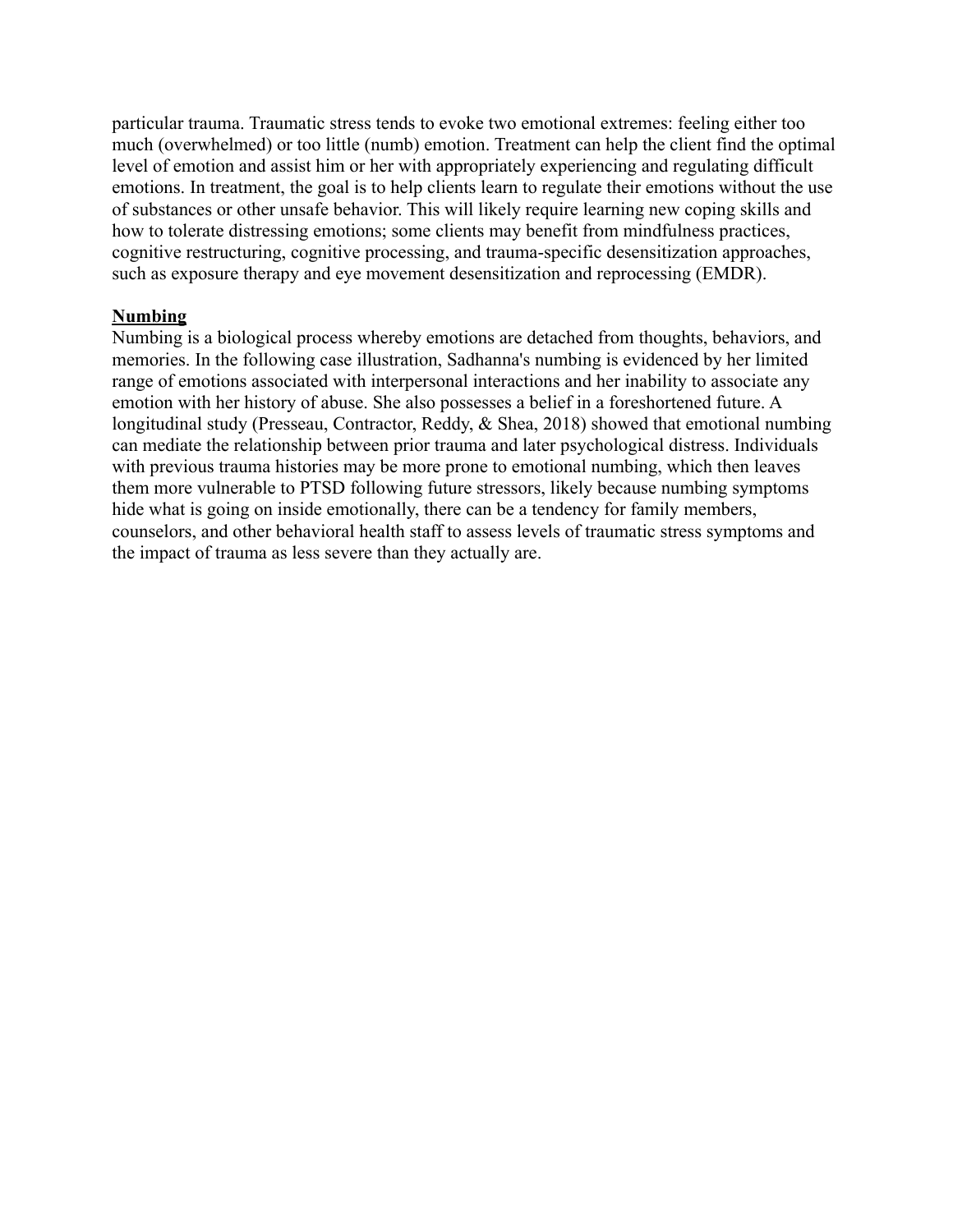particular trauma. Traumatic stress tends to evoke two emotional extremes: feeling either too much (overwhelmed) or too little (numb) emotion. Treatment can help the client find the optimal level of emotion and assist him or her with appropriately experiencing and regulating difficult emotions. In treatment, the goal is to help clients learn to regulate their emotions without the use of substances or other unsafe behavior. This will likely require learning new coping skills and how to tolerate distressing emotions; some clients may benefit from mindfulness practices, cognitive restructuring, cognitive processing, and trauma-specific desensitization approaches, such as exposure therapy and eye movement desensitization and reprocessing (EMDR).

**Numbing**

Numbing is a biological process whereby emotions are detached from thoughts, behaviors, and memories. In the following case illustration, Sadhanna's numbing is evidenced by her limited range of emotions associated with interpersonal interactions and her inability to associate any emotion with her history of abuse. She also possesses a belief in a foreshortened future. A longitudinal study (Presseau, Contractor, Reddy, & Shea, 2018) showed that emotional numbing can mediate the relationship between prior trauma and later psychological distress. Individuals with previous trauma histories may be more prone to emotional numbing, which then leaves them more vulnerable to PTSD following future stressors, likely because numbing symptoms hide what is going on inside emotionally, there can be a tendency for family members, counselors, and other behavioral health staff to assess levels of traumatic stress symptoms and the impact of trauma as less severe than they actually are.